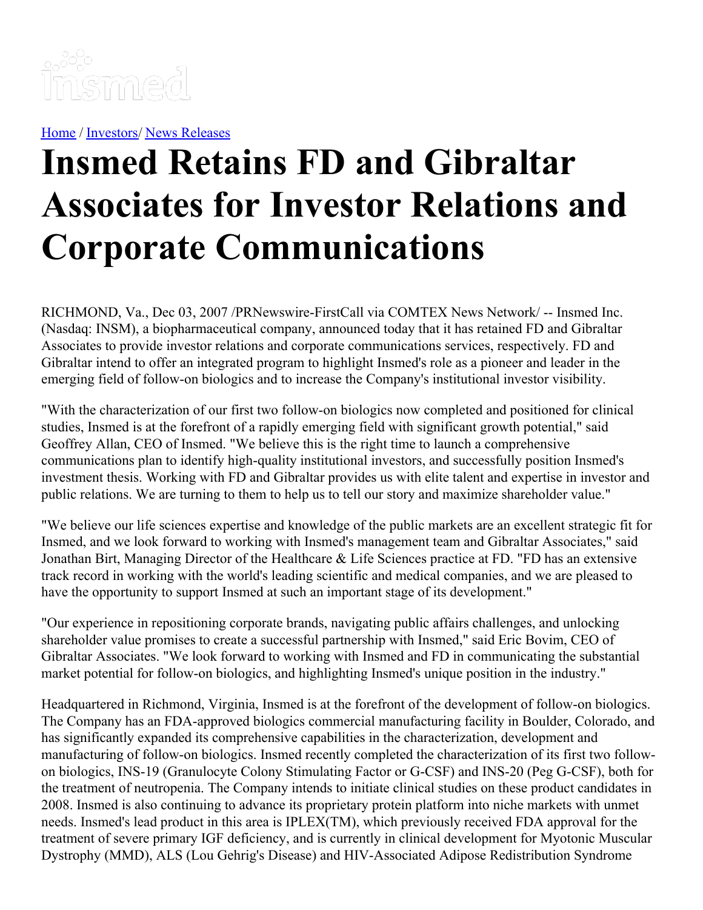Home / Investors/ News Releases

# Insmed Retains FD and Gibraltar Associates for Investor Relations and Corporate Communications

RICHMOND, Va., Dec 03, 2007 /PRNewswire-FirstCall via COMTEX News Network/ -- Insmed Inc. (Nasdaq: INSM), a biopharmaceutical company, announced today that it has retained FD and Gibraltar Associates to provide investor relations and corporate communications services, respectively. FD and Gibraltar intend to offer an integrated program to highlight Insmed's role as a pioneer and leader in the emerging field of follow-on biologics and to increase the Company's institutional investor visibility.

"With the characterization of our first two follow-on biologics now completed and positioned for clinical studies, Insmed is at the forefront of a rapidly emerging field with significant growth potential," said Geoffrey Allan, CEO of Insmed. "We believe this is the right time to launch a comprehensive communications plan to identify high-quality institutional investors, and successfully position Insmed's investment thesis. Working with FD and Gibraltar provides us with elite talent and expertise in investor and public relations. We are turning to them to help us to tell our story and maximize shareholder value."

"We believe our life sciences expertise and knowledge of the public markets are an excellent strategic fit for Insmed, and we look forward to working with Insmed's management team and Gibraltar Associates," said Jonathan Birt, Managing Director of the Healthcare & Life Sciences practice at FD. "FD has an extensive track record in working with the world's leading scientific and medical companies, and we are pleased to have the opportunity to support Insmed at such an important stage of its development."

"Our experience in repositioning corporate brands, navigating public affairs challenges, and unlocking shareholder value promises to create a successful partnership with Insmed," said Eric Bovim, CEO of Gibraltar Associates. "We look forward to working with Insmed and FD in communicating the substantial market potential for follow-on biologics, and highlighting Insmed's unique position in the industry."

Headquartered in Richmond, Virginia, Insmed is at the forefront of the development of follow-on biologics. The Company has an FDA-approved biologics commercial manufacturing facility in Boulder, Colorado, and has significantly expanded its comprehensive capabilities in the characterization, development and manufacturing of follow-on biologics. Insmed recently completed the characterization of its first two follow-on biologics, INS-19 (Granulocyte Colony Stimulating Factor or G-CSF) and INS-20 (Peg G-CSF), both for the treatment of neutropenia. The Company intends to initiate clinical studies on these product candidates in 2008. Insmed is also continuing to advance its proprietary protein platform into niche markets with unmet needs. Insmed's lead product in this area is IPLEX(TM), which previously received FDA approval for the treatment of severe primary IGF deficiency, and is currently in clinical development for Myotonic Muscular Dystrophy (MMD), ALS (Lou Gehrig's Disease) and HIV-Associated Adipose Redistribution Syndrome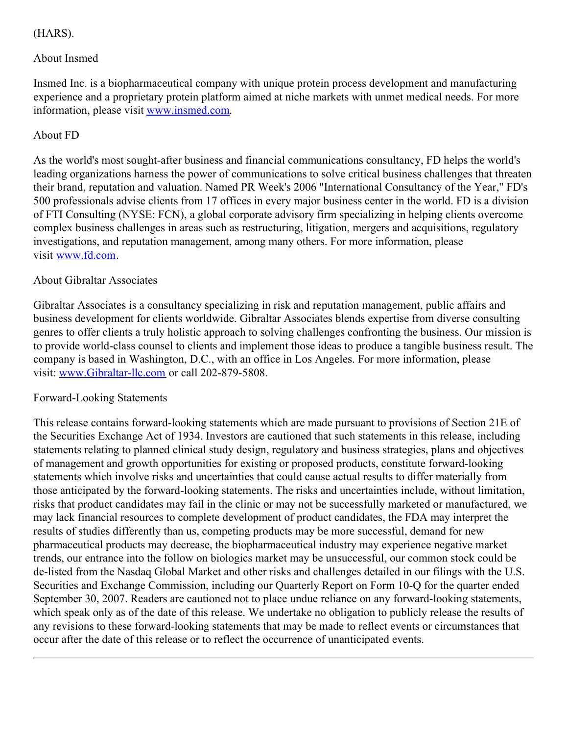(HARS).

## About Insmed

Insmed Inc. is a biopharmaceutical company with unique protein process development and manufacturing experience and a proprietary protein platform aimed at niche markets with unmet medical needs. For more information, please visit [www.insmed.com](http://www.insmed.com).

## About FD

As the world's most sought-after business and financial communications consultancy, FD helps the world's leading organizations harness the power of communications to solve critical business challenges that threaten their brand, reputation and valuation. Named PR Week's 2006 "International Consultancy of the Year," FD's 500 professionals advise clients from 17 offices in every major business center in the world. FD is a division of FTI Consulting (NYSE: FCN), a global corporate advisory firm specializing in helping clients overcome complex business challenges in areas such as restructuring, litigation, mergers and acquisitions, regulatory investigations, and reputation management, among many others. For more information, please visit [www.fd.com](http://www.fd.com).

## About Gibraltar Associates

Gibraltar Associates is a consultancy specializing in risk and reputation management, public affairs and business development for clients worldwide. Gibraltar Associates blends expertise from diverse consulting genres to offer clients a truly holistic approach to solving challenges confronting the business. Our mission is to provide world-class counsel to clients and implement those ideas to produce a tangible business result. The company is based in Washington, D.C., with an office in Los Angeles. For more information, please visit: [www.Gibraltar-llc.com](http://www.Gibraltar-llc.com) or call 202-879-5808.

## Forward-Looking Statements

This release contains forward-looking statements which are made pursuant to provisions of Section 21E of the Securities Exchange Act of 1934. Investors are cautioned that such statements in this release, including statements relating to planned clinical study design, regulatory and business strategies, plans and objectives of management and growth opportunities for existing or proposed products, constitute forward-looking statements which involve risks and uncertainties that could cause actual results to differ materially from those anticipated by the forward-looking statements. The risks and uncertainties include, without limitation, risks that product candidates may fail in the clinic or may not be successfully marketed or manufactured, we may lack financial resources to complete development of product candidates, the FDA may interpret the results of studies differently than us, competing products may be more successful, demand for new pharmaceutical products may decrease, the biopharmaceutical industry may experience negative market trends, our entrance into the follow on biologics market may be unsuccessful, our common stock could be de-listed from the Nasdaq Global Market and other risks and challenges detailed in our filings with the U.S. Securities and Exchange Commission, including our Quarterly Report on Form 10-Q for the quarter ended September 30, 2007. Readers are cautioned not to place undue reliance on any forward-looking statements, which speak only as of the date of this release. We undertake no obligation to publicly release the results of any revisions to these forward-looking statements that may be made to reflect events or circumstances that occur after the date of this release or to reflect the occurrence of unanticipated events.

---